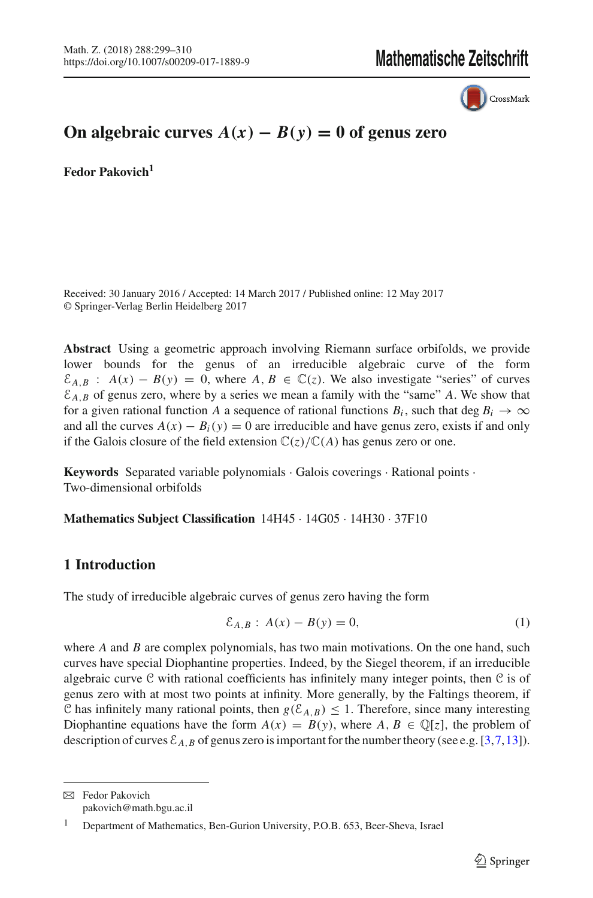# On algebraic curves $A(x) - B(y) = 0$ of genus zero

**Fedor Pakovich**[1]

Received: 30 January 2016 / Accepted: 14 March 2017 / Published online: 12 May 2017
© Springer-Verlag Berlin Heidelberg 2017

**Abstract** Using a geometric approach involving Riemann surface orbifolds, we provide lower bounds for the genus of an irreducible algebraic curve of the form $\mathcal{E}_{A,B} : A(x) - B(y) = 0$, where $A, B \in \mathbb{C}(z)$. We also investigate "series" of curves $\mathcal{E}_{A,B}$ of genus zero, where by a series we mean a family with the "same" $A$. We show that for a given rational function $A$ a sequence of rational functions $B_i$, such that $\deg B_i \to \infty$ and all the curves $A(x) - B_i(y) = 0$ are irreducible and have genus zero, exists if and only if the Galois closure of the field extension $\mathbb{C}(z)/\mathbb{C}(A)$ has genus zero or one.

**Keywords** Separated variable polynomials · Galois coverings · Rational points · Two-dimensional orbifolds

**Mathematics Subject Classification** 14H45 · 14G05 · 14H30 · 37F10

## 1 Introduction

The study of irreducible algebraic curves of genus zero having the form

$$\mathcal{E}_{A,B} : A(x) - B(y) = 0, \tag{1}$$

where $A$ and $B$ are complex polynomials, has two main motivations. On the one hand, such curves have special Diophantine properties. Indeed, by the Siegel theorem, if an irreducible algebraic curve $\mathcal{C}$ with rational coefficients has infinitely many integer points, then $\mathcal{C}$ is of genus zero with at most two points at infinity. More generally, by the Faltings theorem, if $\mathcal{C}$ has infinitely many rational points, then $g(\mathcal{E}_{A,B}) \leq 1$. Therefore, since many interesting Diophantine equations have the form $A(x) = B(y)$, where $A, B \in \mathbb{Q}[z]$, the problem of description of curves $\mathcal{E}_{A,B}$ of genus zero is important for the number theory (see e.g. [3,7,13]).

---

✉ Fedor Pakovich
pakovich@math.bgu.ac.il

[1] Department of Mathematics, Ben-Gurion University, P.O.B. 653, Beer-Sheva, Israel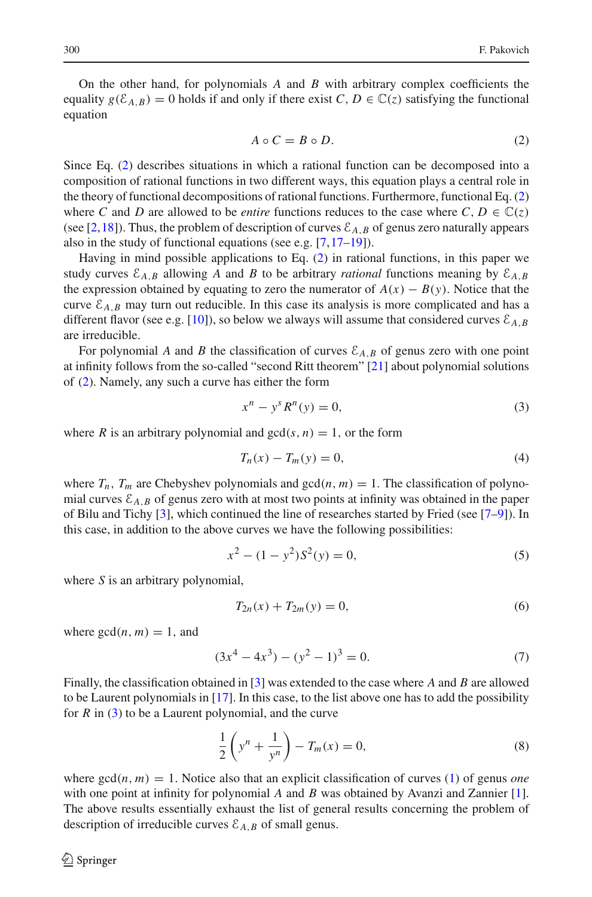On the other hand, for polynomials $A$ and $B$ with arbitrary complex coefficients the equality $g(\mathcal{E}_{A,B}) = 0$ holds if and only if there exist $C, D \in \mathbb{C}(z)$ satisfying the functional equation

$$A \circ C = B \circ D. \tag{2}$$

Since Eq. (2) describes situations in which a rational function can be decomposed into a composition of rational functions in two different ways, this equation plays a central role in the theory of functional decompositions of rational functions. Furthermore, functional Eq. (2) where $C$ and $D$ are allowed to be *entire* functions reduces to the case where $C, D \in \mathbb{C}(z)$ (see [2,18]). Thus, the problem of description of curves $\mathcal{E}_{A,B}$ of genus zero naturally appears also in the study of functional equations (see e.g. [7,17–19]).

Having in mind possible applications to Eq. (2) in rational functions, in this paper we study curves $\mathcal{E}_{A,B}$ allowing $A$ and $B$ to be arbitrary *rational* functions meaning by $\mathcal{E}_{A,B}$ the expression obtained by equating to zero the numerator of $A(x) - B(y)$. Notice that the curve $\mathcal{E}_{A,B}$ may turn out reducible. In this case its analysis is more complicated and has a different flavor (see e.g. [10]), so below we always will assume that considered curves $\mathcal{E}_{A,B}$ are irreducible.

For polynomial $A$ and $B$ the classification of curves $\mathcal{E}_{A,B}$ of genus zero with one point at infinity follows from the so-called "second Ritt theorem" [21] about polynomial solutions of (2). Namely, any such a curve has either the form

$$x^n - y^s R^n(y) = 0, \tag{3}$$

where $R$ is an arbitrary polynomial and $\gcd(s, n) = 1$, or the form

$$T_n(x) - T_m(y) = 0, \tag{4}$$

where $T_n$, $T_m$ are Chebyshev polynomials and $\gcd(n, m) = 1$. The classification of polynomial curves $\mathcal{E}_{A,B}$ of genus zero with at most two points at infinity was obtained in the paper of Bilu and Tichy [3], which continued the line of researches started by Fried (see [7–9]). In this case, in addition to the above curves we have the following possibilities:

$$x^2 - (1 - y^2)S^2(y) = 0, \tag{5}$$

where $S$ is an arbitrary polynomial,

$$T_{2n}(x) + T_{2m}(y) = 0, \tag{6}$$

where $\gcd(n, m) = 1$, and

$$(3x^4 - 4x^3) - (y^2 - 1)^3 = 0. \tag{7}$$

Finally, the classification obtained in [3] was extended to the case where $A$ and $B$ are allowed to be Laurent polynomials in [17]. In this case, to the list above one has to add the possibility for $R$ in (3) to be a Laurent polynomial, and the curve

$$\frac{1}{2}\left(y^n + \frac{1}{y^n}\right) - T_m(x) = 0, \tag{8}$$

where $\gcd(n, m) = 1$. Notice also that an explicit classification of curves (1) of genus *one* with one point at infinity for polynomial $A$ and $B$ was obtained by Avanzi and Zannier [1]. The above results essentially exhaust the list of general results concerning the problem of description of irreducible curves $\mathcal{E}_{A,B}$ of small genus.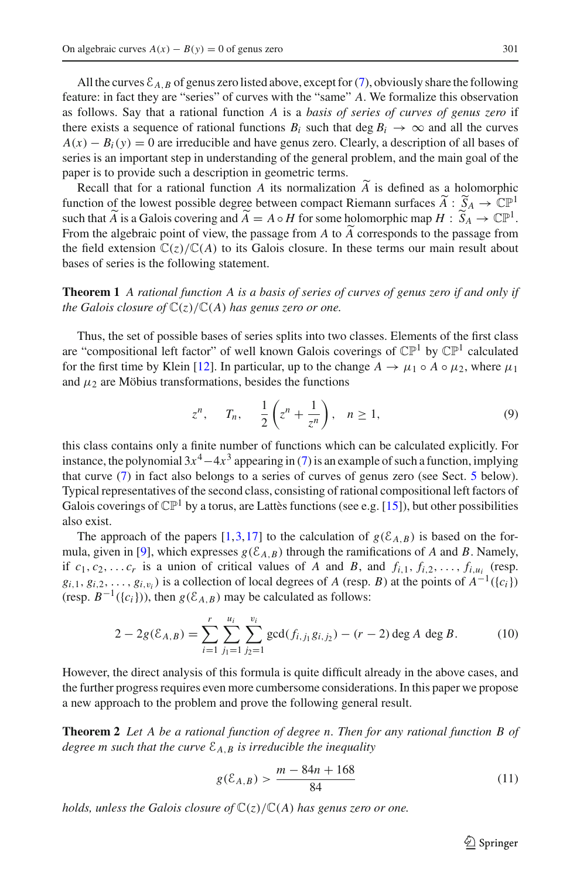All the curves $\mathcal{E}_{A,B}$ of genus zero listed above, except for (7), obviously share the following feature: in fact they are "series" of curves with the "same" $A$. We formalize this observation as follows. Say that a rational function $A$ is a *basis of series of curves of genus zero* if there exists a sequence of rational functions $B_i$ such that $\deg B_i \to \infty$ and all the curves $A(x) - B_i(y) = 0$ are irreducible and have genus zero. Clearly, a description of all bases of series is an important step in understanding of the general problem, and the main goal of the paper is to provide such a description in geometric terms.

Recall that for a rational function $A$ its normalization $\widetilde{A}$ is defined as a holomorphic function of the lowest possible degree between compact Riemann surfaces $\widetilde{A} : \widetilde{S}_A \to \mathbb{CP}^1$ such that $\widetilde{A}$ is a Galois covering and $\widetilde{A} = A \circ H$ for some holomorphic map $H : \widetilde{S}_A \to \mathbb{CP}^1$. From the algebraic point of view, the passage from $A$ to $\widetilde{A}$ corresponds to the passage from the field extension $\mathbb{C}(z)/\mathbb{C}(A)$ to its Galois closure. In these terms our main result about bases of series is the following statement.

**Theorem 1** *A rational function $A$ is a basis of series of curves of genus zero if and only if the Galois closure of $\mathbb{C}(z)/\mathbb{C}(A)$ has genus zero or one.*

Thus, the set of possible bases of series splits into two classes. Elements of the first class are "compositional left factor" of well known Galois coverings of $\mathbb{CP}^1$ by $\mathbb{CP}^1$ calculated for the first time by Klein [12]. In particular, up to the change $A \to \mu_1 \circ A \circ \mu_2$, where $\mu_1$ and $\mu_2$ are Möbius transformations, besides the functions

$$z^n, \quad T_n, \quad \frac{1}{2}\left(z^n + \frac{1}{z^n}\right), \quad n \geq 1, \tag{9}$$

this class contains only a finite number of functions which can be calculated explicitly. For instance, the polynomial $3x^4 - 4x^3$ appearing in (7) is an example of such a function, implying that curve (7) in fact also belongs to a series of curves of genus zero (see Sect. 5 below). Typical representatives of the second class, consisting of rational compositional left factors of Galois coverings of $\mathbb{CP}^1$ by a torus, are Lattès functions (see e.g. [15]), but other possibilities also exist.

The approach of the papers [1,3,17] to the calculation of $g(\mathcal{E}_{A,B})$ is based on the formula, given in [9], which expresses $g(\mathcal{E}_{A,B})$ through the ramifications of $A$ and $B$. Namely, if $c_1, c_2, \ldots c_r$ is a union of critical values of $A$ and $B$, and $f_{i,1}, f_{i,2}, \ldots, f_{i,u_i}$ (resp. $g_{i,1}, g_{i,2}, \ldots, g_{i,v_i}$) is a collection of local degrees of $A$ (resp. $B$) at the points of $A^{-1}(\{c_i\})$ (resp. $B^{-1}(\{c_i\})$), then $g(\mathcal{E}_{A,B})$ may be calculated as follows:

$$2 - 2g(\mathcal{E}_{A,B}) = \sum_{i=1}^{r} \sum_{j_1=1}^{u_i} \sum_{j_2=1}^{v_i} \gcd(f_{i,j_1} g_{i,j_2}) - (r-2) \deg A \deg B. \tag{10}$$

However, the direct analysis of this formula is quite difficult already in the above cases, and the further progress requires even more cumbersome considerations. In this paper we propose a new approach to the problem and prove the following general result.

**Theorem 2** *Let $A$ be a rational function of degree $n$. Then for any rational function $B$ of degree $m$ such that the curve $\mathcal{E}_{A,B}$ is irreducible the inequality*

$$g(\mathcal{E}_{A,B}) > \frac{m - 84n + 168}{84} \tag{11}$$

*holds, unless the Galois closure of $\mathbb{C}(z)/\mathbb{C}(A)$ has genus zero or one.*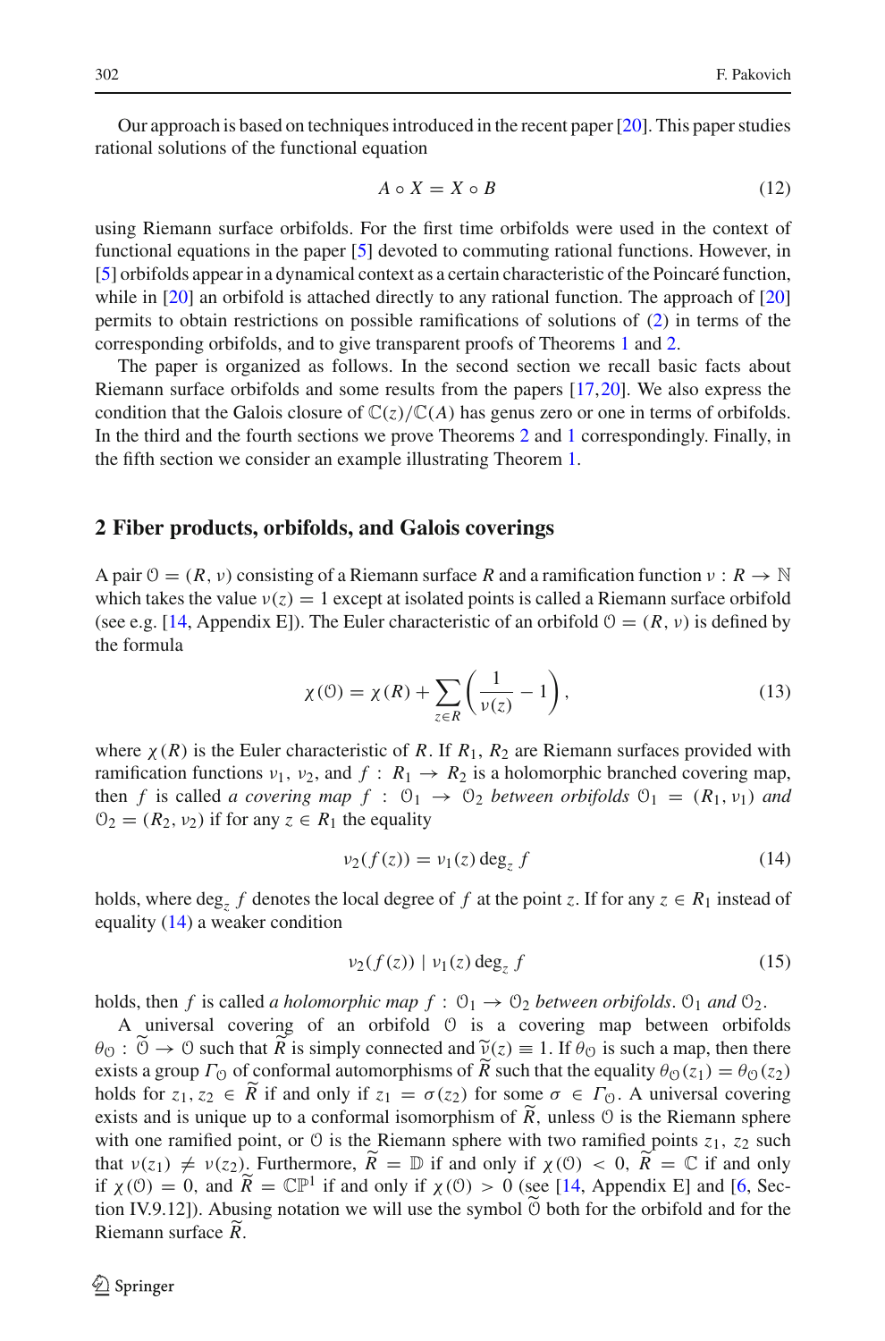Our approach is based on techniques introduced in the recent paper [20]. This paper studies rational solutions of the functional equation

$$A \circ X = X \circ B \tag{12}$$

using Riemann surface orbifolds. For the first time orbifolds were used in the context of functional equations in the paper [5] devoted to commuting rational functions. However, in [5] orbifolds appear in a dynamical context as a certain characteristic of the Poincaré function, while in [20] an orbifold is attached directly to any rational function. The approach of [20] permits to obtain restrictions on possible ramifications of solutions of (2) in terms of the corresponding orbifolds, and to give transparent proofs of Theorems 1 and 2.

The paper is organized as follows. In the second section we recall basic facts about Riemann surface orbifolds and some results from the papers [17,20]. We also express the condition that the Galois closure of $\mathbb{C}(z)/\mathbb{C}(A)$ has genus zero or one in terms of orbifolds. In the third and the fourth sections we prove Theorems 2 and 1 correspondingly. Finally, in the fifth section we consider an example illustrating Theorem 1.

## 2 Fiber products, orbifolds, and Galois coverings

A pair $\mathcal{O} = (R, \nu)$ consisting of a Riemann surface $R$ and a ramification function $\nu : R \to \mathbb{N}$ which takes the value $\nu(z) = 1$ except at isolated points is called a Riemann surface orbifold (see e.g. [14, Appendix E]). The Euler characteristic of an orbifold $\mathcal{O} = (R, \nu)$ is defined by the formula

$$\chi(\mathcal{O}) = \chi(R) + \sum_{z \in R} \left( \frac{1}{\nu(z)} - 1 \right), \tag{13}$$

where $\chi(R)$ is the Euler characteristic of $R$. If $R_1$, $R_2$ are Riemann surfaces provided with ramification functions $\nu_1$, $\nu_2$, and $f : R_1 \to R_2$ is a holomorphic branched covering map, then $f$ is called *a covering map* $f : \mathcal{O}_1 \to \mathcal{O}_2$ *between orbifolds* $\mathcal{O}_1 = (R_1, \nu_1)$ *and* $\mathcal{O}_2 = (R_2, \nu_2)$ if for any $z \in R_1$ the equality

$$\nu_2(f(z)) = \nu_1(z) \deg_z f \tag{14}$$

holds, where $\deg_z f$ denotes the local degree of $f$ at the point $z$. If for any $z \in R_1$ instead of equality (14) a weaker condition

$$\nu_2(f(z)) \mid \nu_1(z) \deg_z f \tag{15}$$

holds, then $f$ is called *a holomorphic map* $f : \mathcal{O}_1 \to \mathcal{O}_2$ *between orbifolds*. $\mathcal{O}_1$ *and* $\mathcal{O}_2$.

A universal covering of an orbifold $\mathcal{O}$ is a covering map between orbifolds $\theta_{\mathcal{O}} : \widetilde{\mathcal{O}} \to \mathcal{O}$ such that $\widetilde{R}$ is simply connected and $\widetilde{\nu}(z) \equiv 1$. If $\theta_{\mathcal{O}}$ is such a map, then there exists a group $\Gamma_{\mathcal{O}}$ of conformal automorphisms of $\widetilde{R}$ such that the equality $\theta_{\mathcal{O}}(z_1) = \theta_{\mathcal{O}}(z_2)$ holds for $z_1, z_2 \in \widetilde{R}$ if and only if $z_1 = \sigma(z_2)$ for some $\sigma \in \Gamma_{\mathcal{O}}$. A universal covering exists and is unique up to a conformal isomorphism of $\widetilde{R}$, unless $\mathcal{O}$ is the Riemann sphere with one ramified point, or $\mathcal{O}$ is the Riemann sphere with two ramified points $z_1$, $z_2$ such that $\nu(z_1) \neq \nu(z_2)$. Furthermore, $\widetilde{R} = \mathbb{D}$ if and only if $\chi(\mathcal{O}) < 0$, $\widetilde{R} = \mathbb{C}$ if and only if $\chi(\mathcal{O}) = 0$, and $\widetilde{R} = \mathbb{CP}^1$ if and only if $\chi(\mathcal{O}) > 0$ (see [14, Appendix E] and [6, Section IV.9.12]). Abusing notation we will use the symbol $\widetilde{\mathcal{O}}$ both for the orbifold and for the Riemann surface $\widetilde{R}$.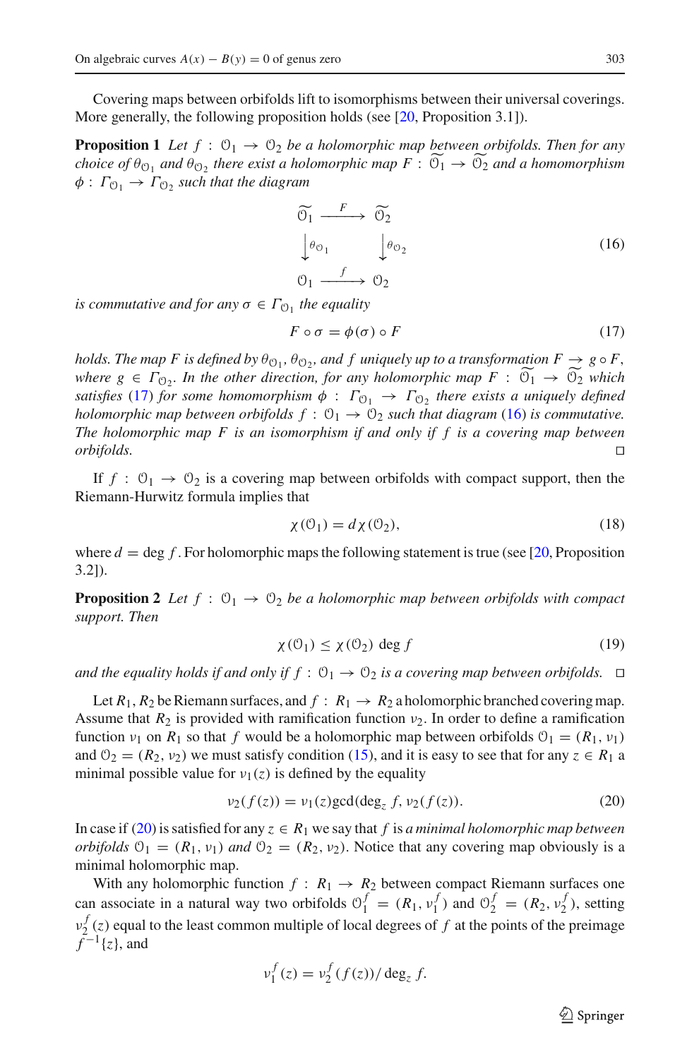Covering maps between orbifolds lift to isomorphisms between their universal coverings. More generally, the following proposition holds (see [20, Proposition 3.1]).

**Proposition 1** *Let $f : \mathcal{O}_1 \to \mathcal{O}_2$ be a holomorphic map between orbifolds. Then for any choice of $\theta_{\mathcal{O}_1}$ and $\theta_{\mathcal{O}_2}$ there exist a holomorphic map $F : \widetilde{\mathcal{O}_1} \to \widetilde{\mathcal{O}_2}$ and a homomorphism $\phi : \Gamma_{\mathcal{O}_1} \to \Gamma_{\mathcal{O}_2}$ such that the diagram*

$$\begin{array}{ccc} \widetilde{\mathcal{O}_1} & \xrightarrow{F} & \widetilde{\mathcal{O}_2} \\ \big\downarrow \theta_{\mathcal{O}_1} & & \big\downarrow \theta_{\mathcal{O}_2} \\ \mathcal{O}_1 & \xrightarrow{f} & \mathcal{O}_2 \end{array} \tag{16}$$

*is commutative and for any $\sigma \in \Gamma_{\mathcal{O}_1}$ the equality*

$$F \circ \sigma = \phi(\sigma) \circ F \tag{17}$$

*holds. The map $F$ is defined by $\theta_{\mathcal{O}_1}, \theta_{\mathcal{O}_2}$, and $f$ uniquely up to a transformation $F \to g \circ F$, where $g \in \Gamma_{\mathcal{O}_2}$. In the other direction, for any holomorphic map $F : \widetilde{\mathcal{O}_1} \to \widetilde{\mathcal{O}_2}$ which satisfies (17) for some homomorphism $\phi : \Gamma_{\mathcal{O}_1} \to \Gamma_{\mathcal{O}_2}$ there exists a uniquely defined holomorphic map between orbifolds $f : \mathcal{O}_1 \to \mathcal{O}_2$ such that diagram (16) is commutative. The holomorphic map $F$ is an isomorphism if and only if $f$ is a covering map between orbifolds.* □

If $f : \mathcal{O}_1 \to \mathcal{O}_2$ is a covering map between orbifolds with compact support, then the Riemann-Hurwitz formula implies that

$$\chi(\mathcal{O}_1) = d\chi(\mathcal{O}_2), \tag{18}$$

where $d = \deg f$. For holomorphic maps the following statement is true (see [20, Proposition 3.2]).

**Proposition 2** *Let $f : \mathcal{O}_1 \to \mathcal{O}_2$ be a holomorphic map between orbifolds with compact support. Then*

$$\chi(\mathcal{O}_1) \leq \chi(\mathcal{O}_2) \deg f \tag{19}$$

*and the equality holds if and only if $f : \mathcal{O}_1 \to \mathcal{O}_2$ is a covering map between orbifolds.* □

Let $R_1, R_2$ be Riemann surfaces, and $f : R_1 \to R_2$ a holomorphic branched covering map. Assume that $R_2$ is provided with ramification function $\nu_2$. In order to define a ramification function $\nu_1$ on $R_1$ so that $f$ would be a holomorphic map between orbifolds $\mathcal{O}_1 = (R_1, \nu_1)$ and $\mathcal{O}_2 = (R_2, \nu_2)$ we must satisfy condition (15), and it is easy to see that for any $z \in R_1$ a minimal possible value for $\nu_1(z)$ is defined by the equality

$$\nu_2(f(z)) = \nu_1(z)\gcd(\deg_z f, \nu_2(f(z))). \tag{20}$$

In case if (20) is satisfied for any $z \in R_1$ we say that $f$ is *a minimal holomorphic map between orbifolds* $\mathcal{O}_1 = (R_1, \nu_1)$ *and* $\mathcal{O}_2 = (R_2, \nu_2)$. Notice that any covering map obviously is a minimal holomorphic map.

With any holomorphic function $f : R_1 \to R_2$ between compact Riemann surfaces one can associate in a natural way two orbifolds $\mathcal{O}_1^f = (R_1, \nu_1^f)$ and $\mathcal{O}_2^f = (R_2, \nu_2^f)$, setting $\nu_2^f(z)$ equal to the least common multiple of local degrees of $f$ at the points of the preimage $f^{-1}\{z\}$, and

$$\nu_1^f(z) = \nu_2^f(f(z))/\deg_z f.$$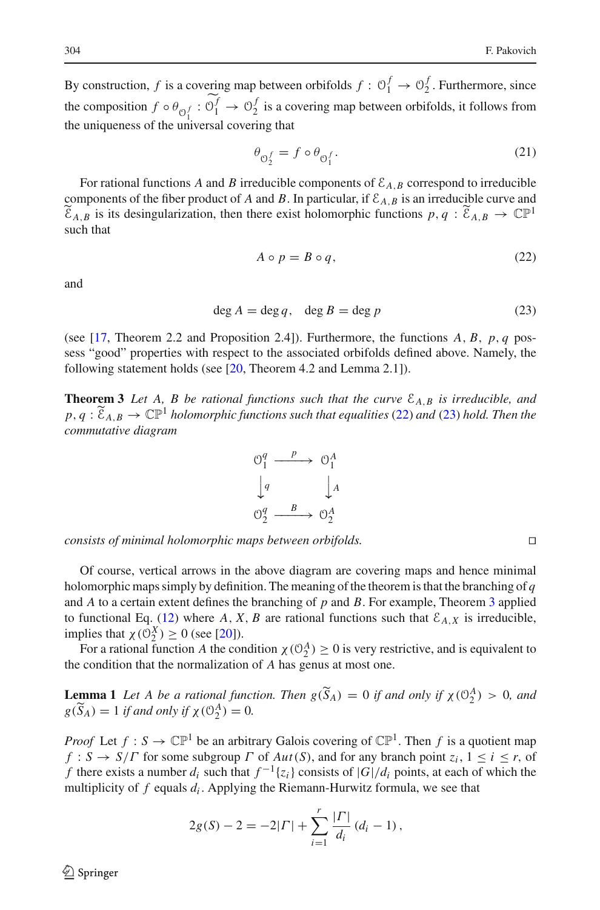By construction, $f$ is a covering map between orbifolds $f : \mathcal{O}_1^f \to \mathcal{O}_2^f$. Furthermore, since the composition $f \circ \theta_{\mathcal{O}_1^f} : \widetilde{\mathcal{O}_1^f} \to \mathcal{O}_2^f$ is a covering map between orbifolds, it follows from the uniqueness of the universal covering that

$$\theta_{\mathcal{O}_2^f} = f \circ \theta_{\mathcal{O}_1^f}. \tag{21}$$

For rational functions $A$ and $B$ irreducible components of $\mathcal{E}_{A,B}$ correspond to irreducible components of the fiber product of $A$ and $B$. In particular, if $\mathcal{E}_{A,B}$ is an irreducible curve and $\widetilde{\mathcal{E}}_{A,B}$ is its desingularization, then there exist holomorphic functions $p, q : \widetilde{\mathcal{E}}_{A,B} \to \mathbb{CP}^1$ such that

$$A \circ p = B \circ q, \tag{22}$$

and

$$\deg A = \deg q, \quad \deg B = \deg p \tag{23}$$

(see [17, Theorem 2.2 and Proposition 2.4]). Furthermore, the functions $A$, $B$, $p, q$ possess "good" properties with respect to the associated orbifolds defined above. Namely, the following statement holds (see [20, Theorem 4.2 and Lemma 2.1]).

**Theorem 3** *Let $A$, $B$ be rational functions such that the curve $\mathcal{E}_{A,B}$ is irreducible, and $p, q : \widetilde{\mathcal{E}}_{A,B} \to \mathbb{CP}^1$ holomorphic functions such that equalities (22) and (23) hold. Then the commutative diagram*

$$\begin{array}{ccc} \mathcal{O}_1^q & \xrightarrow{\;p\;} & \mathcal{O}_1^A \\ \downarrow q & & \downarrow A \\ \mathcal{O}_2^q & \xrightarrow{\;B\;} & \mathcal{O}_2^A \end{array}$$

*consists of minimal holomorphic maps between orbifolds.* □

Of course, vertical arrows in the above diagram are covering maps and hence minimal holomorphic maps simply by definition. The meaning of the theorem is that the branching of $q$ and $A$ to a certain extent defines the branching of $p$ and $B$. For example, Theorem 3 applied to functional Eq. (12) where $A$, $X$, $B$ are rational functions such that $\mathcal{E}_{A,X}$ is irreducible, implies that $\chi(\mathcal{O}_2^X) \geq 0$ (see [20]).

For a rational function $A$ the condition $\chi(\mathcal{O}_2^A) \geq 0$ is very restrictive, and is equivalent to the condition that the normalization of $A$ has genus at most one.

**Lemma 1** *Let $A$ be a rational function. Then $g(\widetilde{S}_A) = 0$ if and only if $\chi(\mathcal{O}_2^A) > 0$, and $g(\widetilde{S}_A) = 1$ if and only if $\chi(\mathcal{O}_2^A) = 0$.*

*Proof* Let $f : S \to \mathbb{CP}^1$ be an arbitrary Galois covering of $\mathbb{CP}^1$. Then $f$ is a quotient map $f : S \to S/\Gamma$ for some subgroup $\Gamma$ of $Aut(S)$, and for any branch point $z_i$, $1 \leq i \leq r$, of $f$ there exists a number $d_i$ such that $f^{-1}\{z_i\}$ consists of $|G|/d_i$ points, at each of which the multiplicity of $f$ equals $d_i$. Applying the Riemann-Hurwitz formula, we see that

$$2g(S) - 2 = -2|\Gamma| + \sum_{i=1}^{r} \frac{|\Gamma|}{d_i}(d_i - 1),$$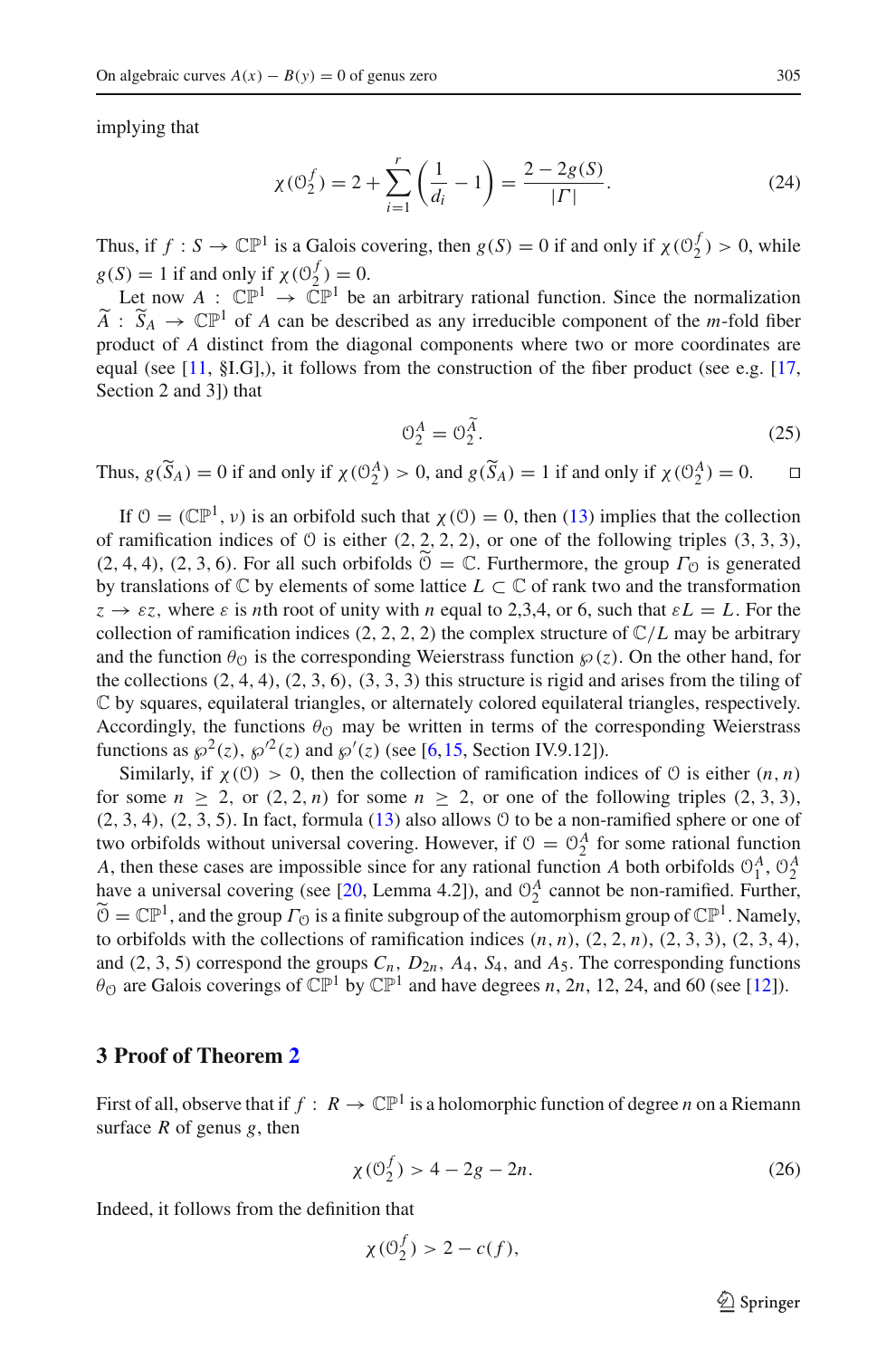implying that

$$\chi(\mathcal{O}_2^f) = 2 + \sum_{i=1}^{r} \left( \frac{1}{d_i} - 1 \right) = \frac{2 - 2g(S)}{|\Gamma|}. \tag{24}$$

Thus, if $f : S \to \mathbb{CP}^1$ is a Galois covering, then $g(S) = 0$ if and only if $\chi(\mathcal{O}_2^f) > 0$, while $g(S) = 1$ if and only if $\chi(\mathcal{O}_2^f) = 0$.

Let now $A : \mathbb{CP}^1 \to \mathbb{CP}^1$ be an arbitrary rational function. Since the normalization $\widetilde{A} : \widetilde{S}_A \to \mathbb{CP}^1$ of $A$ can be described as any irreducible component of the $m$-fold fiber product of $A$ distinct from the diagonal components where two or more coordinates are equal (see [11, §I.G],), it follows from the construction of the fiber product (see e.g. [17, Section 2 and 3]) that

$$\mathcal{O}_2^A = \mathcal{O}_2^{\widetilde{A}}. \tag{25}$$

Thus, $g(\widetilde{S}_A) = 0$ if and only if $\chi(\mathcal{O}_2^A) > 0$, and $g(\widetilde{S}_A) = 1$ if and only if $\chi(\mathcal{O}_2^A) = 0$. □

If $\mathcal{O} = (\mathbb{CP}^1, \nu)$ is an orbifold such that $\chi(\mathcal{O}) = 0$, then (13) implies that the collection of ramification indices of $\mathcal{O}$ is either $(2, 2, 2, 2)$, or one of the following triples $(3, 3, 3)$, $(2, 4, 4)$, $(2, 3, 6)$. For all such orbifolds $\widetilde{\mathcal{O}} = \mathbb{C}$. Furthermore, the group $\Gamma_{\mathcal{O}}$ is generated by translations of $\mathbb{C}$ by elements of some lattice $L \subset \mathbb{C}$ of rank two and the transformation $z \to \varepsilon z$, where $\varepsilon$ is $n$th root of unity with $n$ equal to 2,3,4, or 6, such that $\varepsilon L = L$. For the collection of ramification indices $(2, 2, 2, 2)$ the complex structure of $\mathbb{C}/L$ may be arbitrary and the function $\theta_{\mathcal{O}}$ is the corresponding Weierstrass function $\wp(z)$. On the other hand, for the collections $(2, 4, 4)$, $(2, 3, 6)$, $(3, 3, 3)$ this structure is rigid and arises from the tiling of $\mathbb{C}$ by squares, equilateral triangles, or alternately colored equilateral triangles, respectively. Accordingly, the functions $\theta_{\mathcal{O}}$ may be written in terms of the corresponding Weierstrass functions as $\wp^2(z)$, $\wp'^2(z)$ and $\wp'(z)$ (see [6,15, Section IV.9.12]).

Similarly, if $\chi(\mathcal{O}) > 0$, then the collection of ramification indices of $\mathcal{O}$ is either $(n, n)$ for some $n \geq 2$, or $(2, 2, n)$ for some $n \geq 2$, or one of the following triples $(2, 3, 3)$, $(2, 3, 4)$, $(2, 3, 5)$. In fact, formula (13) also allows $\mathcal{O}$ to be a non-ramified sphere or one of two orbifolds without universal covering. However, if $\mathcal{O} = \mathcal{O}_2^A$ for some rational function $A$, then these cases are impossible since for any rational function $A$ both orbifolds $\mathcal{O}_1^A$, $\mathcal{O}_2^A$ have a universal covering (see [20, Lemma 4.2]), and $\mathcal{O}_2^A$ cannot be non-ramified. Further, $\widetilde{\mathcal{O}} = \mathbb{CP}^1$, and the group $\Gamma_{\mathcal{O}}$ is a finite subgroup of the automorphism group of $\mathbb{CP}^1$. Namely, to orbifolds with the collections of ramification indices $(n, n)$, $(2, 2, n)$, $(2, 3, 3)$, $(2, 3, 4)$, and $(2, 3, 5)$ correspond the groups $C_n$, $D_{2n}$, $A_4$, $S_4$, and $A_5$. The corresponding functions $\theta_{\mathcal{O}}$ are Galois coverings of $\mathbb{CP}^1$ by $\mathbb{CP}^1$ and have degrees $n$, $2n$, 12, 24, and 60 (see [12]).

## 3 Proof of Theorem 2

First of all, observe that if $f : R \to \mathbb{CP}^1$ is a holomorphic function of degree $n$ on a Riemann surface $R$ of genus $g$, then

$$\chi(\mathcal{O}_2^f) > 4 - 2g - 2n. \tag{26}$$

Indeed, it follows from the definition that

$$\chi(\mathcal{O}_2^f) > 2 - c(f),$$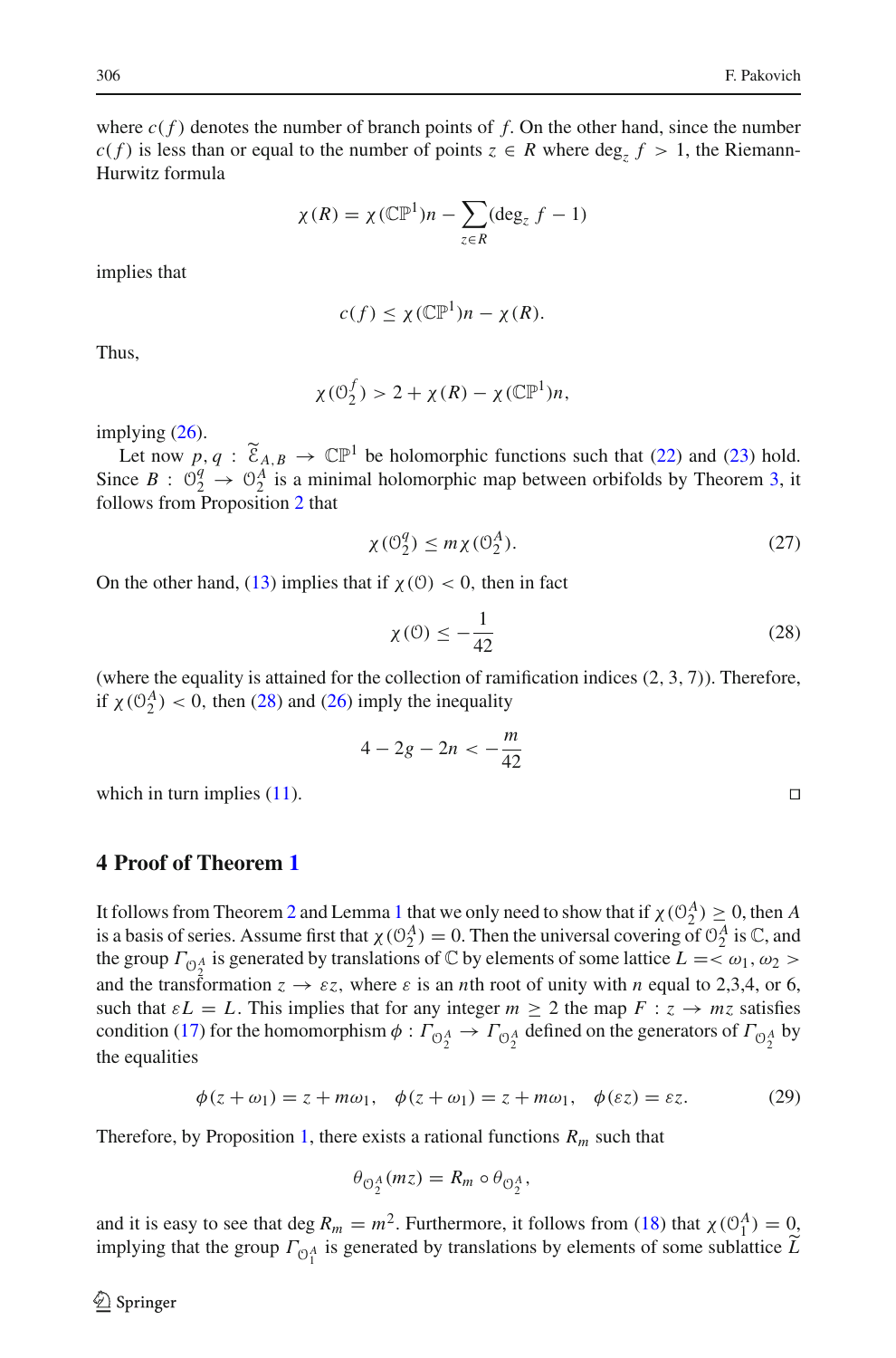where $c(f)$ denotes the number of branch points of $f$. On the other hand, since the number $c(f)$ is less than or equal to the number of points $z \in R$ where $\deg_z f > 1$, the Riemann-Hurwitz formula

$$\chi(R) = \chi(\mathbb{CP}^1)n - \sum_{z \in R} (\deg_z f - 1)$$

implies that

$$c(f) \leq \chi(\mathbb{CP}^1)n - \chi(R).$$

Thus,

$$\chi(\mathcal{O}_2^f) > 2 + \chi(R) - \chi(\mathbb{CP}^1)n,$$

implying (26).

Let now $p, q : \widetilde{\mathcal{E}}_{A,B} \to \mathbb{CP}^1$ be holomorphic functions such that (22) and (23) hold. Since $B : \mathcal{O}_2^q \to \mathcal{O}_2^A$ is a minimal holomorphic map between orbifolds by Theorem 3, it follows from Proposition 2 that

$$\chi(\mathcal{O}_2^q) \leq m\chi(\mathcal{O}_2^A). \tag{27}$$

On the other hand, (13) implies that if $\chi(\mathcal{O}) < 0$, then in fact

$$\chi(\mathcal{O}) \leq -\frac{1}{42} \tag{28}$$

(where the equality is attained for the collection of ramification indices (2, 3, 7)). Therefore, if $\chi(\mathcal{O}_2^A) < 0$, then (28) and (26) imply the inequality

$$4 - 2g - 2n < -\frac{m}{42}$$

which in turn implies (11). □

## 4 Proof of Theorem 1

It follows from Theorem 2 and Lemma 1 that we only need to show that if $\chi(\mathcal{O}_2^A) \geq 0$, then $A$ is a basis of series. Assume first that $\chi(\mathcal{O}_2^A) = 0$. Then the universal covering of $\mathcal{O}_2^A$ is $\mathbb{C}$, and the group $\Gamma_{\mathcal{O}_2^A}$ is generated by translations of $\mathbb{C}$ by elements of some lattice $L = <\omega_1, \omega_2>$ and the transformation $z \to \varepsilon z$, where $\varepsilon$ is an $n$th root of unity with $n$ equal to 2,3,4, or 6, such that $\varepsilon L = L$. This implies that for any integer $m \geq 2$ the map $F : z \to mz$ satisfies condition (17) for the homomorphism $\phi : \Gamma_{\mathcal{O}_2^A} \to \Gamma_{\mathcal{O}_2^A}$ defined on the generators of $\Gamma_{\mathcal{O}_2^A}$ by the equalities

$$\phi(z + \omega_1) = z + m\omega_1, \quad \phi(z + \omega_1) = z + m\omega_1, \quad \phi(\varepsilon z) = \varepsilon z. \tag{29}$$

Therefore, by Proposition 1, there exists a rational functions $R_m$ such that

$$\theta_{\mathcal{O}_2^A}(mz) = R_m \circ \theta_{\mathcal{O}_2^A},$$

and it is easy to see that $\deg R_m = m^2$. Furthermore, it follows from (18) that $\chi(\mathcal{O}_1^A) = 0$, implying that the group $\Gamma_{\mathcal{O}_1^A}$ is generated by translations by elements of some sublattice $\widetilde{L}$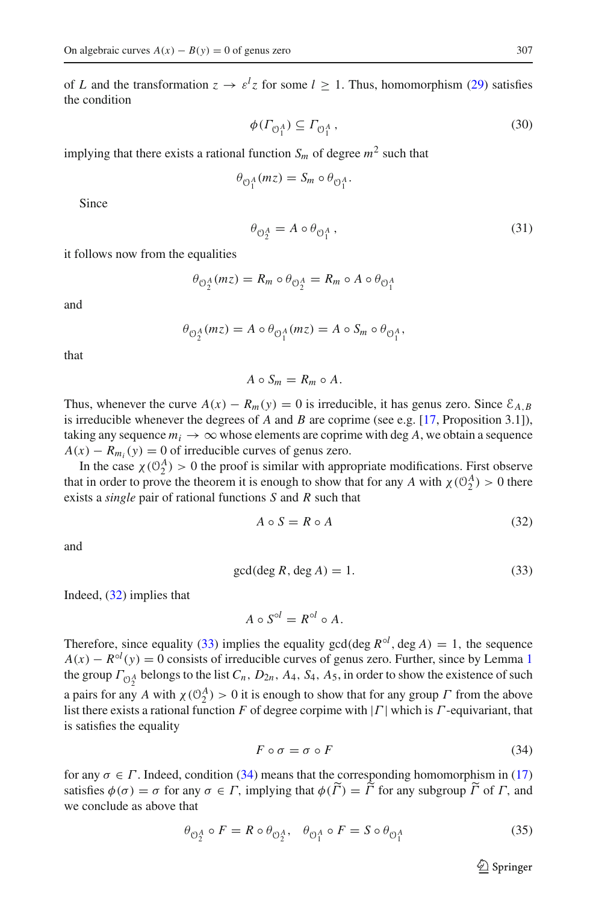of $L$ and the transformation $z \rightarrow \varepsilon^l z$ for some $l \geq 1$. Thus, homomorphism (29) satisfies the condition

$$\phi(\Gamma_{\mathcal{O}_1^A}) \subseteq \Gamma_{\mathcal{O}_1^A}, \tag{30}$$

implying that there exists a rational function $S_m$ of degree $m^2$ such that

$$\theta_{\mathcal{O}_1^A}(mz) = S_m \circ \theta_{\mathcal{O}_1^A}.$$

Since

$$\theta_{\mathcal{O}_2^A} = A \circ \theta_{\mathcal{O}_1^A}, \tag{31}$$

it follows now from the equalities

$$\theta_{\mathcal{O}_2^A}(mz) = R_m \circ \theta_{\mathcal{O}_2^A} = R_m \circ A \circ \theta_{\mathcal{O}_1^A}$$

and

$$\theta_{\mathcal{O}_2^A}(mz) = A \circ \theta_{\mathcal{O}_1^A}(mz) = A \circ S_m \circ \theta_{\mathcal{O}_1^A},$$

that

$$A \circ S_m = R_m \circ A.$$

Thus, whenever the curve $A(x) - R_m(y) = 0$ is irreducible, it has genus zero. Since $\mathcal{E}_{A,B}$ is irreducible whenever the degrees of $A$ and $B$ are coprime (see e.g. [17, Proposition 3.1]), taking any sequence $m_i \rightarrow \infty$ whose elements are coprime with $\deg A$, we obtain a sequence $A(x) - R_{m_i}(y) = 0$ of irreducible curves of genus zero.

In the case $\chi(\mathcal{O}_2^A) > 0$ the proof is similar with appropriate modifications. First observe that in order to prove the theorem it is enough to show that for any $A$ with $\chi(\mathcal{O}_2^A) > 0$ there exists a *single* pair of rational functions $S$ and $R$ such that

$$A \circ S = R \circ A \tag{32}$$

and

$$\gcd(\deg R, \deg A) = 1. \tag{33}$$

Indeed, (32) implies that

$$A \circ S^{\circ l} = R^{\circ l} \circ A.$$

Therefore, since equality (33) implies the equality $\gcd(\deg R^{\circ l}, \deg A) = 1$, the sequence $A(x) - R^{\circ l}(y) = 0$ consists of irreducible curves of genus zero. Further, since by Lemma 1 the group $\Gamma_{\mathcal{O}_2^A}$ belongs to the list $C_n$, $D_{2n}$, $A_4$, $S_4$, $A_5$, in order to show the existence of such a pairs for $A$ with $\chi(\mathcal{O}_2^A) > 0$ it is enough to show that for any group $\Gamma$ from the above list there exists a rational $F$ of degree corpime with $|\Gamma|$ which is $\Gamma$-equivariant, that is satisfies the equality

$$F \circ \sigma = \sigma \circ F \tag{34}$$

for any $\sigma \in \Gamma$. Indeed, condition (34) means that the corresponding homomorphism in (17) satisfies $\phi(\sigma) = \sigma$ for any $\sigma \in \Gamma$, implying that $\phi(\widetilde{\Gamma}) = \widetilde{\Gamma}$ for any subgroup $\widetilde{\Gamma}$ of $\Gamma$, and we conclude as above that

$$\theta_{\mathcal{O}_2^A} \circ F = R \circ \theta_{\mathcal{O}_2^A}, \quad \theta_{\mathcal{O}_1^A} \circ F = S \circ \theta_{\mathcal{O}_1^A} \tag{35}$$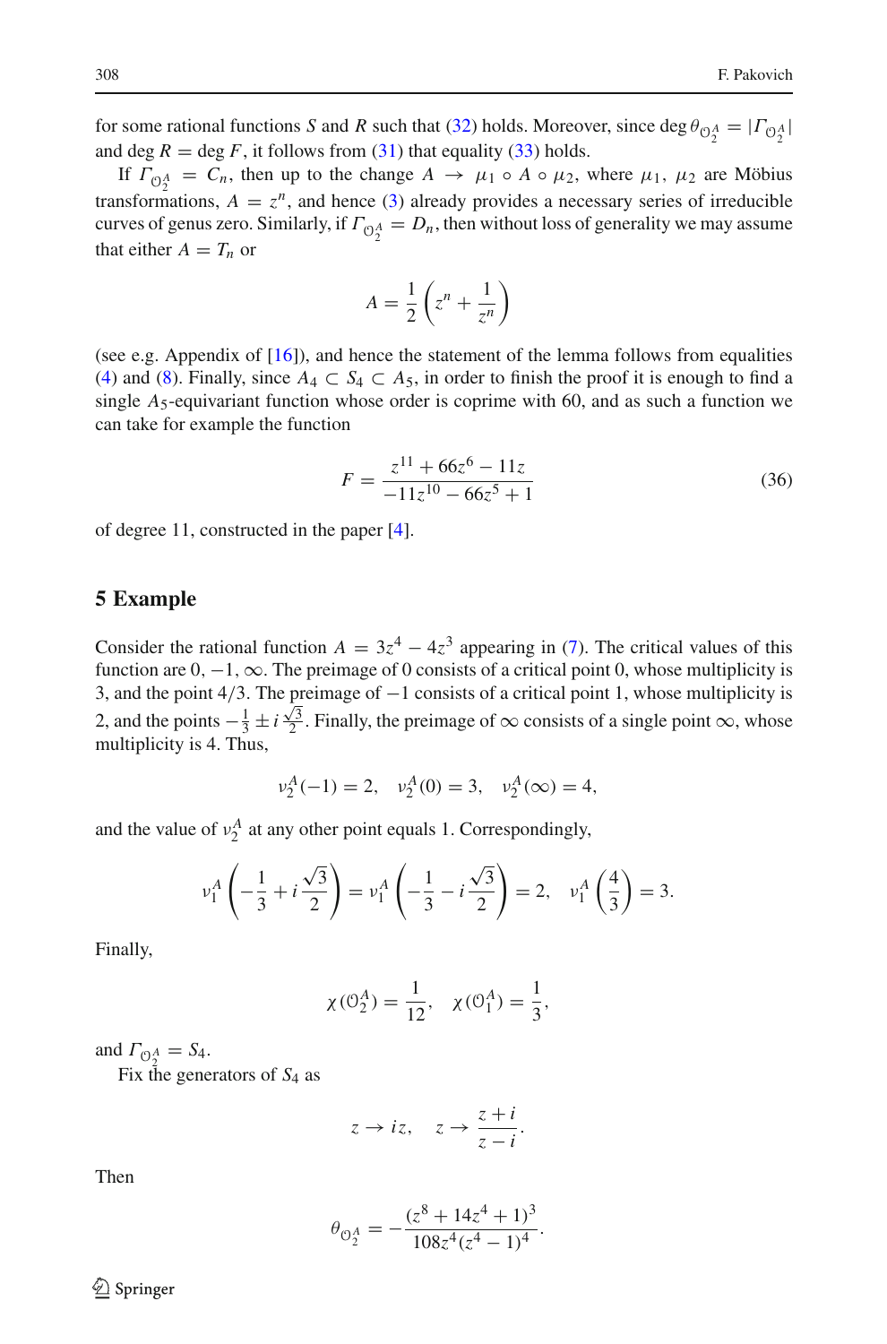for some rational functions $S$ and $R$ such that (32) holds. Moreover, since $\deg \theta_{\mathcal{O}_2^A} = |\Gamma_{\mathcal{O}_2^A}|$ and $\deg R = \deg F$, it follows from (31) that equality (33) holds.

If $\Gamma_{\mathcal{O}_2^A} = C_n$, then up to the change $A \to \mu_1 \circ A \circ \mu_2$, where $\mu_1$, $\mu_2$ are Möbius transformations, $A = z^n$, and hence (3) already provides a necessary series of irreducible curves of genus zero. Similarly, if $\Gamma_{\mathcal{O}_2^A} = D_n$, then without loss of generality we may assume that either $A = T_n$ or

$$A = \frac{1}{2}\left(z^n + \frac{1}{z^n}\right)$$

(see e.g. Appendix of [16]), and hence the statement of the lemma follows from equalities (4) and (8). Finally, since $A_4 \subset S_4 \subset A_5$, in order to finish the proof it is enough to find a single $A_5$-equivariant function whose order is coprime with 60, and as such a function we can take for example the function

$$F = \frac{z^{11} + 66z^6 - 11z}{-11z^{10} - 66z^5 + 1} \tag{36}$$

of degree 11, constructed in the paper [4].

## 5 Example

Consider the rational function $A = 3z^4 - 4z^3$ appearing in (7). The critical values of this function are $0, -1, \infty$. The preimage of 0 consists of a critical point 0, whose multiplicity is 3, and the point $4/3$. The preimage of $-1$ consists of a critical point 1, whose multiplicity is 2, and the points $-\frac{1}{3} \pm i\frac{\sqrt{3}}{2}$. Finally, the preimage of $\infty$ consists of a single point $\infty$, whose multiplicity is 4. Thus,

$$\nu_2^A(-1) = 2, \quad \nu_2^A(0) = 3, \quad \nu_2^A(\infty) = 4,$$

and the value of $\nu_2^A$ at any other point equals 1. Correspondingly,

$$\nu_1^A\left(-\frac{1}{3} + i\frac{\sqrt{3}}{2}\right) = \nu_1^A\left(-\frac{1}{3} - i\frac{\sqrt{3}}{2}\right) = 2, \quad \nu_1^A\left(\frac{4}{3}\right) = 3.$$

Finally,

$$\chi(\mathcal{O}_2^A) = \frac{1}{12}, \quad \chi(\mathcal{O}_1^A) = \frac{1}{3},$$

and $\Gamma_{\mathcal{O}_2^A} = S_4$.

Fix the generators of $S_4$ as

$$z \to iz, \quad z \to \frac{z+i}{z-i}.$$

Then

$$\theta_{\mathcal{O}_2^A} = -\frac{(z^8 + 14z^4 + 1)^3}{108z^4(z^4 - 1)^4}.$$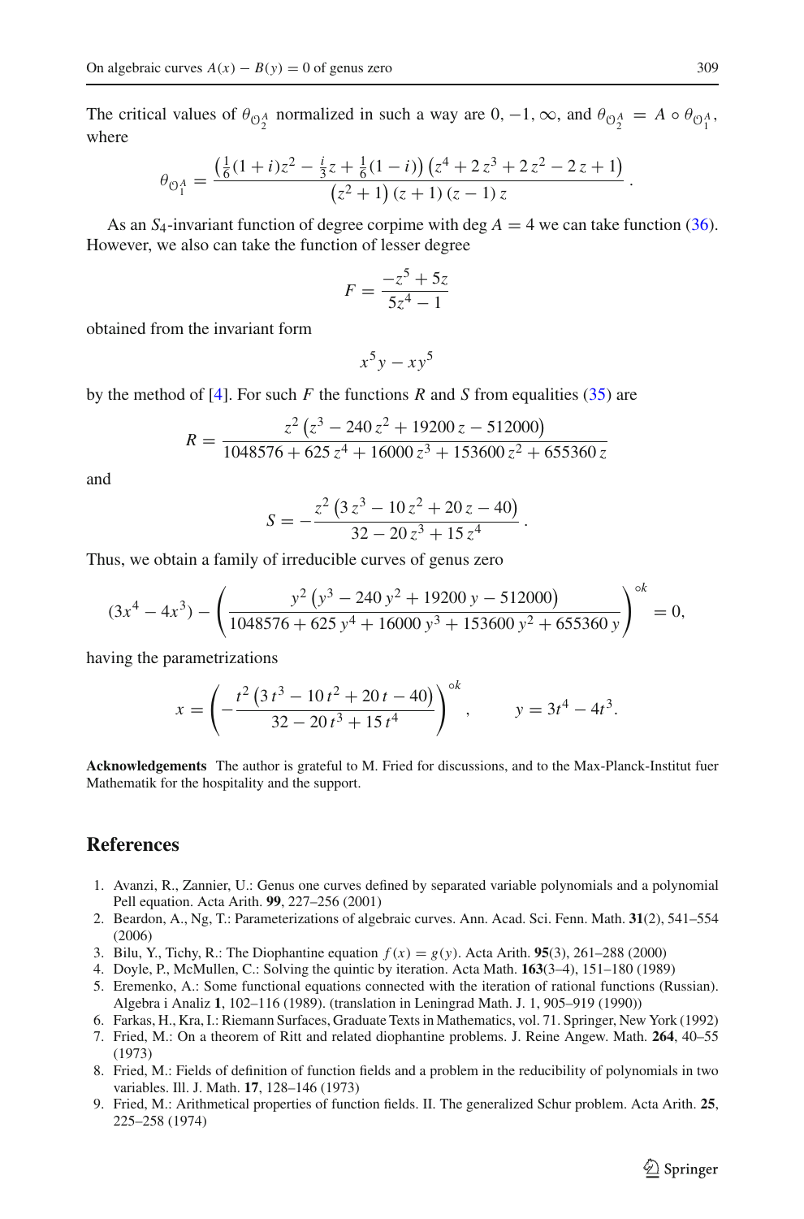The critical values of $\theta_{\mathcal{O}_2^A}$ normalized in such a way are $0, -1, \infty$, and $\theta_{\mathcal{O}_2^A} = A \circ \theta_{\mathcal{O}_1^A}$, where

$$\theta_{\mathcal{O}_1^A} = \frac{\left(\frac{1}{6}(1+i)z^2 - \frac{i}{3}z + \frac{1}{6}(1-i)\right)\left(z^4 + 2\,z^3 + 2\,z^2 - 2\,z + 1\right)}{\left(z^2+1\right)(z+1)(z-1)\,z}.$$

As an $S_4$-invariant function of degree corpime with $\deg A = 4$ we can take function (36). However, we also can take the function of lesser degree

$$F = \frac{-z^5 + 5z}{5z^4 - 1}$$

obtained from the invariant form

$$x^5 y - x y^5$$

by the method of [4]. For such $F$ the functions $R$ and $S$ from equalities (35) are

$$R = \frac{z^2\left(z^3 - 240\,z^2 + 19200\,z - 512000\right)}{1048576 + 625\,z^4 + 16000\,z^3 + 153600\,z^2 + 655360\,z}$$

and

$$S = -\frac{z^2\left(3\,z^3 - 10\,z^2 + 20\,z - 40\right)}{32 - 20\,z^3 + 15\,z^4}.$$

Thus, we obtain a family of irreducible curves of genus zero

$$(3x^4 - 4x^3) - \left(\frac{y^2\left(y^3 - 240\,y^2 + 19200\,y - 512000\right)}{1048576 + 625\,y^4 + 16000\,y^3 + 153600\,y^2 + 655360\,y}\right)^{\circ k} = 0,$$

having the parametrizations

$$x = \left(-\frac{t^2\left(3\,t^3 - 10\,t^2 + 20\,t - 40\right)}{32 - 20\,t^3 + 15\,t^4}\right)^{\circ k}, \qquad y = 3t^4 - 4t^3.$$

**Acknowledgements** The author is grateful to M. Fried for discussions, and to the Max-Planck-Institut fuer Mathematik for the hospitality and the support.

## References

1. Avanzi, R., Zannier, U.: Genus one curves defined by separated variable polynomials and a polynomial Pell equation. Acta Arith. **99**, 227–256 (2001)
2. Beardon, A., Ng, T.: Parameterizations of algebraic curves. Ann. Acad. Sci. Fenn. Math. **31**(2), 541–554 (2006)
3. Bilu, Y., Tichy, R.: The Diophantine equation $f(x) = g(y)$. Acta Arith. **95**(3), 261–288 (2000)
4. Doyle, P., McMullen, C.: Solving the quintic by iteration. Acta Math. **163**(3–4), 151–180 (1989)
5. Eremenko, A.: Some functional equations connected with the iteration of rational functions (Russian). Algebra i Analiz **1**, 102–116 (1989). (translation in Leningrad Math. J. 1, 905–919 (1990))
6. Farkas, H., Kra, I.: Riemann Surfaces, Graduate Texts in Mathematics, vol. 71. Springer, New York (1992)
7. Fried, M.: On a theorem of Ritt and related diophantine problems. J. Reine Angew. Math. **264**, 40–55 (1973)
8. Fried, M.: Fields of definition of function fields and a problem in the reducibility of polynomials in two variables. Ill. J. Math. **17**, 128–146 (1973)
9. Fried, M.: Arithmetical properties of function fields. II. The generalized Schur problem. Acta Arith. **25**, 225–258 (1974)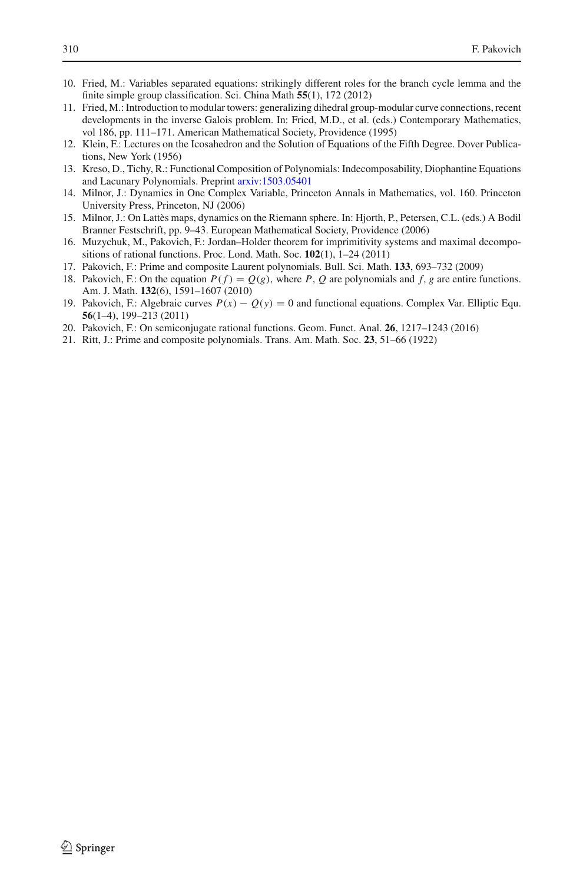10. Fried, M.: Variables separated equations: strikingly different roles for the branch cycle lemma and the finite simple group classification. Sci. China Math **55**(1), 172 (2012)
11. Fried, M.: Introduction to modular towers: generalizing dihedral group-modular curve connections, recent developments in the inverse Galois problem. In: Fried, M.D., et al. (eds.) Contemporary Mathematics, vol 186, pp. 111–171. American Mathematical Society, Providence (1995)
12. Klein, F.: Lectures on the Icosahedron and the Solution of Equations of the Fifth Degree. Dover Publications, New York (1956)
13. Kreso, D., Tichy, R.: Functional Composition of Polynomials: Indecomposability, Diophantine Equations and Lacunary Polynomials. Preprint arxiv:1503.05401
14. Milnor, J.: Dynamics in One Complex Variable, Princeton Annals in Mathematics, vol. 160. Princeton University Press, Princeton, NJ (2006)
15. Milnor, J.: On Lattès maps, dynamics on the Riemann sphere. In: Hjorth, P., Petersen, C.L. (eds.) A Bodil Branner Festschrift, pp. 9–43. European Mathematical Society, Providence (2006)
16. Muzychuk, M., Pakovich, F.: Jordan–Holder theorem for imprimitivity systems and maximal decompositions of rational functions. Proc. Lond. Math. Soc. **102**(1), 1–24 (2011)
17. Pakovich, F.: Prime and composite Laurent polynomials. Bull. Sci. Math. **133**, 693–732 (2009)
18. Pakovich, F.: On the equation $P(f) = Q(g)$, where $P$, $Q$ are polynomials and $f$, $g$ are entire functions. Am. J. Math. **132**(6), 1591–1607 (2010)
19. Pakovich, F.: Algebraic curves $P(x) - Q(y) = 0$ and functional equations. Complex Var. Elliptic Equ. **56**(1–4), 199–213 (2011)
20. Pakovich, F.: On semiconjugate rational functions. Geom. Funct. Anal. **26**, 1217–1243 (2016)
21. Ritt, J.: Prime and composite polynomials. Trans. Am. Math. Soc. **23**, 51–66 (1922)